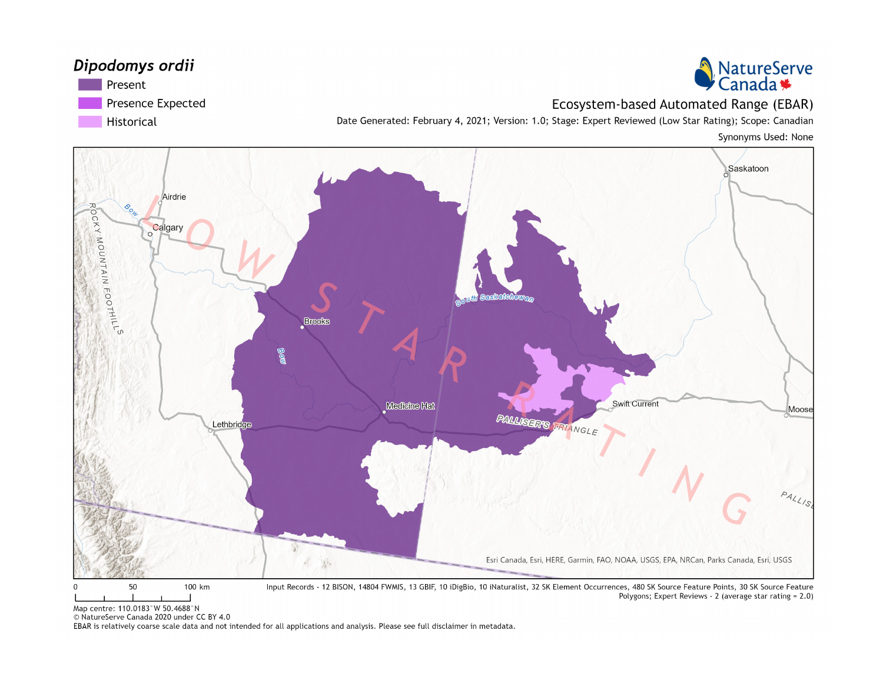# *Dipodomys ordii*

- Present
- Presence Expected
- Historical

NatureServe Canada

Ecosystem-based Automated Range (EBAR)

Date Generated: February 4, 2021; Version: 1.0; Stage: Expert Reviewed (Low Star Rating); Scope: Canadian

Synonyms Used: None

LOW STAR RATING

Saskatoon, Airdrie, Calgary, Brooks, Medicine Hat, Lethbridge, Swift Current, Moose, Bow, South Saskatchewan, ROCKY MOUNTAIN FOOTHILLS, PALLISER'S TRIANGLE

Esri Canada, Esri, HERE, Garmin, FAO, NOAA, USGS, EPA, NRCan, Parks Canada, Esri, USGS

0 50 100 km

Input Records - 12 BISON, 14804 FWMIS, 13 GBIF, 10 iDigBio, 10 iNaturalist, 32 SK Element Occurrences, 480 SK Source Feature Points, 30 SK Source Feature Polygons; Expert Reviews - 2 (average star rating = 2.0)

Map centre: 110.0183°W 50.4688°N

© NatureServe Canada 2020 under CC BY 4.0

EBAR is relatively coarse scale data and not intended for all applications and analysis. Please see full disclaimer in metadata.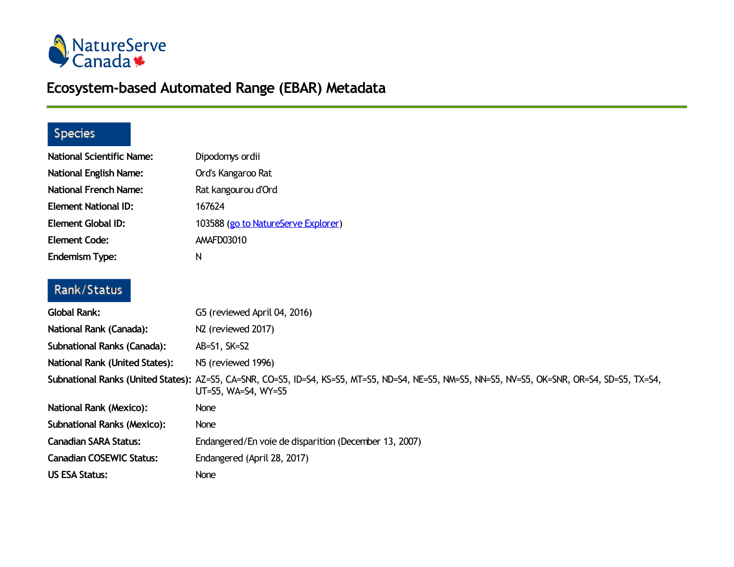NatureServe Canada

# Ecosystem-based Automated Range (EBAR) Metadata

## Species

**National Scientific Name:** Dipodomys ordii

**National English Name:** Ord's Kangaroo Rat

**National French Name:** Rat kangourou d'Ord

**Element National ID:** 167624

**Element Global ID:** 103588 (go to NatureServe Explorer)

**Element Code:** AMAFD03010

**Endemism Type:** N

## Rank/Status

**Global Rank:** G5 (reviewed April 04, 2016)

**National Rank (Canada):** N2 (reviewed 2017)

**Subnational Ranks (Canada):** AB=S1, SK=S2

**National Rank (United States):** N5 (reviewed 1996)

**Subnational Ranks (United States):** AZ=S5, CA=SNR, CO=S5, ID=S4, KS=S5, MT=S5, ND=S4, NE=S5, NM=S5, NN=S5, NV=S5, OK=SNR, OR=S4, SD=S5, TX=S4, UT=S5, WA=S4, WY=S5

**National Rank (Mexico):** None

**Subnational Ranks (Mexico):** None

**Canadian SARA Status:** Endangered/En voie de disparition (December 13, 2007)

**Canadian COSEWIC Status:** Endangered (April 28, 2017)

**US ESA Status:** None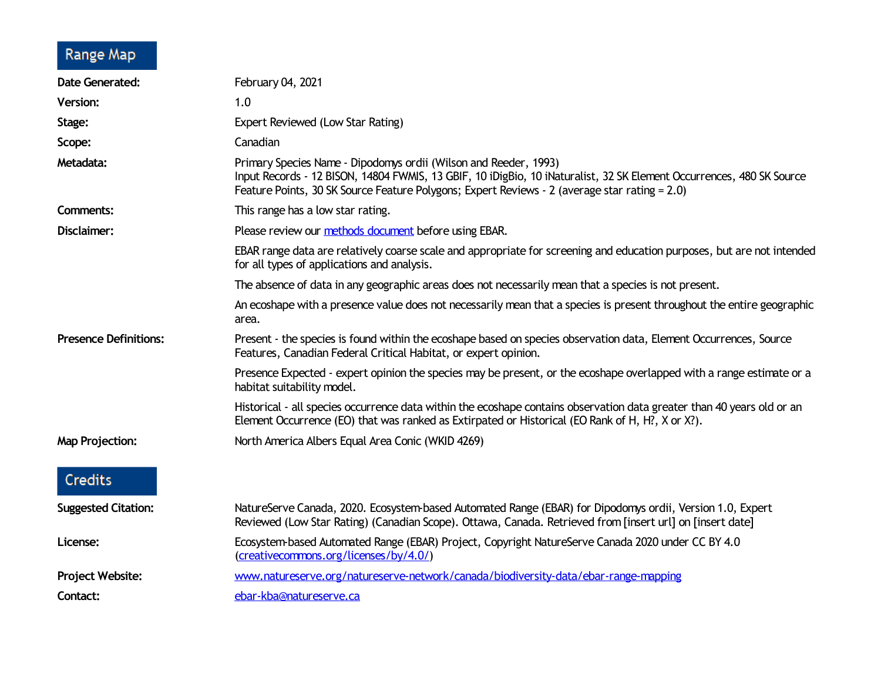## Range Map

**Date Generated:** February 04, 2021

**Version:** 1.0

**Stage:** Expert Reviewed (Low Star Rating)

**Scope:** Canadian

**Metadata:** Primary Species Name - Dipodomys ordii (Wilson and Reeder, 1993)
Input Records - 12 BISON, 14804 FWMIS, 13 GBIF, 10 iDigBio, 10 iNaturalist, 32 SK Element Occurrences, 480 SK Source Feature Points, 30 SK Source Feature Polygons; Expert Reviews - 2 (average star rating = 2.0)

**Comments:** This range has a low star rating.

**Disclaimer:** Please review our [methods document](#) before using EBAR.

EBAR range data are relatively coarse scale and appropriate for screening and education purposes, but are not intended for all types of applications and analysis.

The absence of data in any geographic areas does not necessarily mean that a species is not present.

An ecoshape with a presence value does not necessarily mean that a species is present throughout the entire geographic area.

**Presence Definitions:** Present - the species is found within the ecoshape based on species observation data, Element Occurrences, Source Features, Canadian Federal Critical Habitat, or expert opinion.

Presence Expected - expert opinion the species may be present, or the ecoshape overlapped with a range estimate or a habitat suitability model.

Historical - all species occurrence data within the ecoshape contains observation data greater than 40 years old or an Element Occurrence (EO) that was ranked as Extirpated or Historical (EO Rank of H, H?, X or X?).

**Map Projection:** North America Albers Equal Area Conic (WKID 4269)

## Credits

**Suggested Citation:** NatureServe Canada, 2020. Ecosystem-based Automated Range (EBAR) for Dipodomys ordii, Version 1.0, Expert Reviewed (Low Star Rating) (Canadian Scope). Ottawa, Canada. Retrieved from [insert url] on [insert date]

**License:** Ecosystem-based Automated Range (EBAR) Project, Copyright NatureServe Canada 2020 under CC BY 4.0 (creativecommons.org/licenses/by/4.0/)

**Project Website:** www.natureserve.org/natureserve-network/canada/biodiversity-data/ebar-range-mapping

**Contact:** ebar-kba@natureserve.ca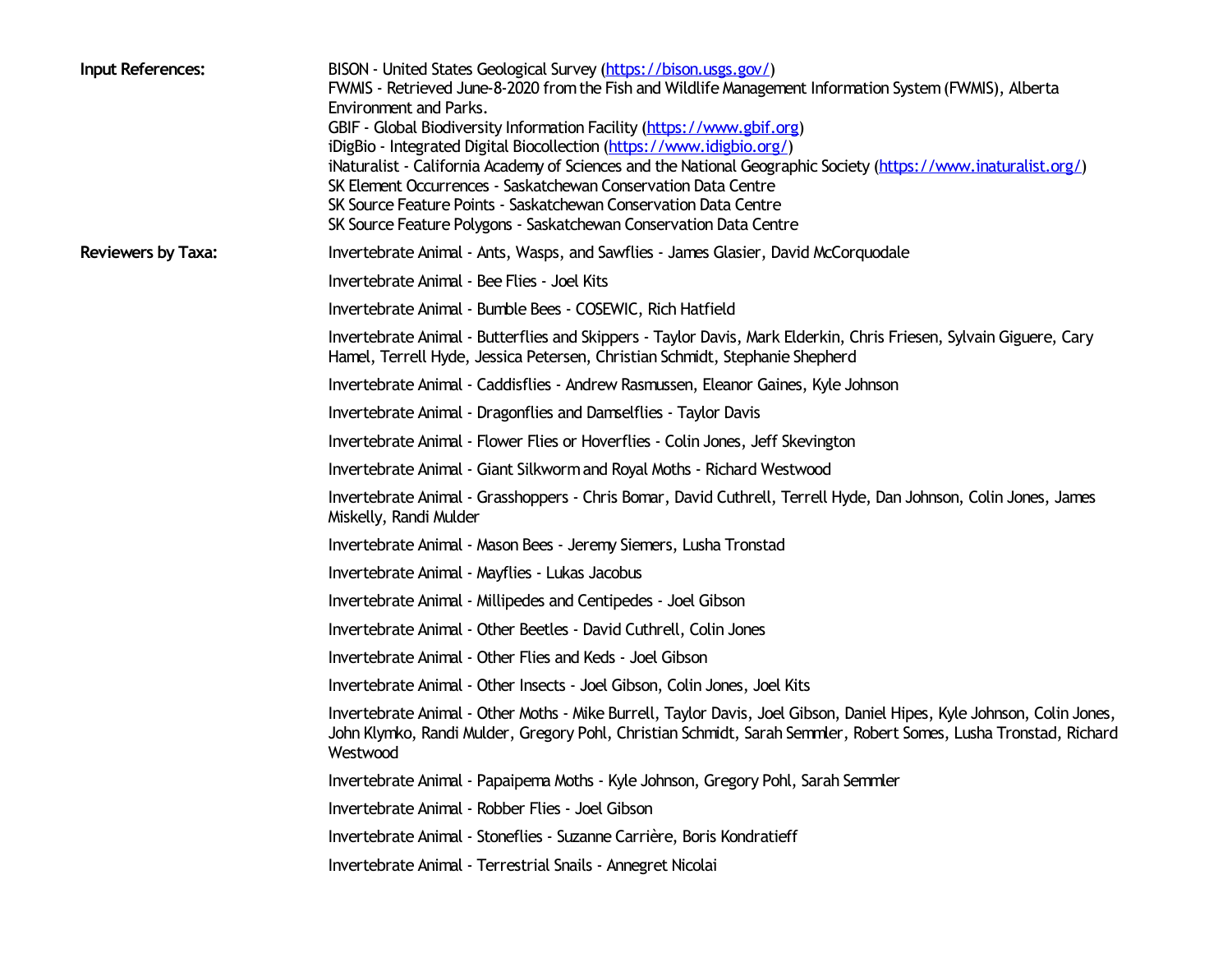**Input References:**

BISON - United States Geological Survey (https://bison.usgs.gov/)
FWMIS - Retrieved June-8-2020 from the Fish and Wildlife Management Information System (FWMIS), Alberta Environment and Parks.
GBIF - Global Biodiversity Information Facility (https://www.gbif.org)
iDigBio - Integrated Digital Biocollection (https://www.idigbio.org/)
iNaturalist - California Academy of Sciences and the National Geographic Society (https://www.inaturalist.org/)
SK Element Occurrences - Saskatchewan Conservation Data Centre
SK Source Feature Points - Saskatchewan Conservation Data Centre
SK Source Feature Polygons - Saskatchewan Conservation Data Centre

**Reviewers by Taxa:**

Invertebrate Animal - Ants, Wasps, and Sawflies - James Glasier, David McCorquodale

Invertebrate Animal - Bee Flies - Joel Kits

Invertebrate Animal - Bumble Bees - COSEWIC, Rich Hatfield

Invertebrate Animal - Butterflies and Skippers - Taylor Davis, Mark Elderkin, Chris Friesen, Sylvain Giguere, Cary Hamel, Terrell Hyde, Jessica Petersen, Christian Schmidt, Stephanie Shepherd

Invertebrate Animal - Caddisflies - Andrew Rasmussen, Eleanor Gaines, Kyle Johnson

Invertebrate Animal - Dragonflies and Damselflies - Taylor Davis

Invertebrate Animal - Flower Flies or Hoverflies - Colin Jones, Jeff Skevington

Invertebrate Animal - Giant Silkworm and Royal Moths - Richard Westwood

Invertebrate Animal - Grasshoppers - Chris Bomar, David Cuthrell, Terrell Hyde, Dan Johnson, Colin Jones, James Miskelly, Randi Mulder

Invertebrate Animal - Mason Bees - Jeremy Siemers, Lusha Tronstad

Invertebrate Animal - Mayflies - Lukas Jacobus

Invertebrate Animal - Millipedes and Centipedes - Joel Gibson

Invertebrate Animal - Other Beetles - David Cuthrell, Colin Jones

Invertebrate Animal - Other Flies and Keds - Joel Gibson

Invertebrate Animal - Other Insects - Joel Gibson, Colin Jones, Joel Kits

Invertebrate Animal - Other Moths - Mike Burrell, Taylor Davis, Joel Gibson, Daniel Hipes, Kyle Johnson, Colin Jones, John Klymko, Randi Mulder, Gregory Pohl, Christian Schmidt, Sarah Semmler, Robert Somes, Lusha Tronstad, Richard Westwood

Invertebrate Animal - Papaipema Moths - Kyle Johnson, Gregory Pohl, Sarah Semmler

Invertebrate Animal - Robber Flies - Joel Gibson

Invertebrate Animal - Stoneflies - Suzanne Carrière, Boris Kondratieff

Invertebrate Animal - Terrestrial Snails - Annegret Nicolai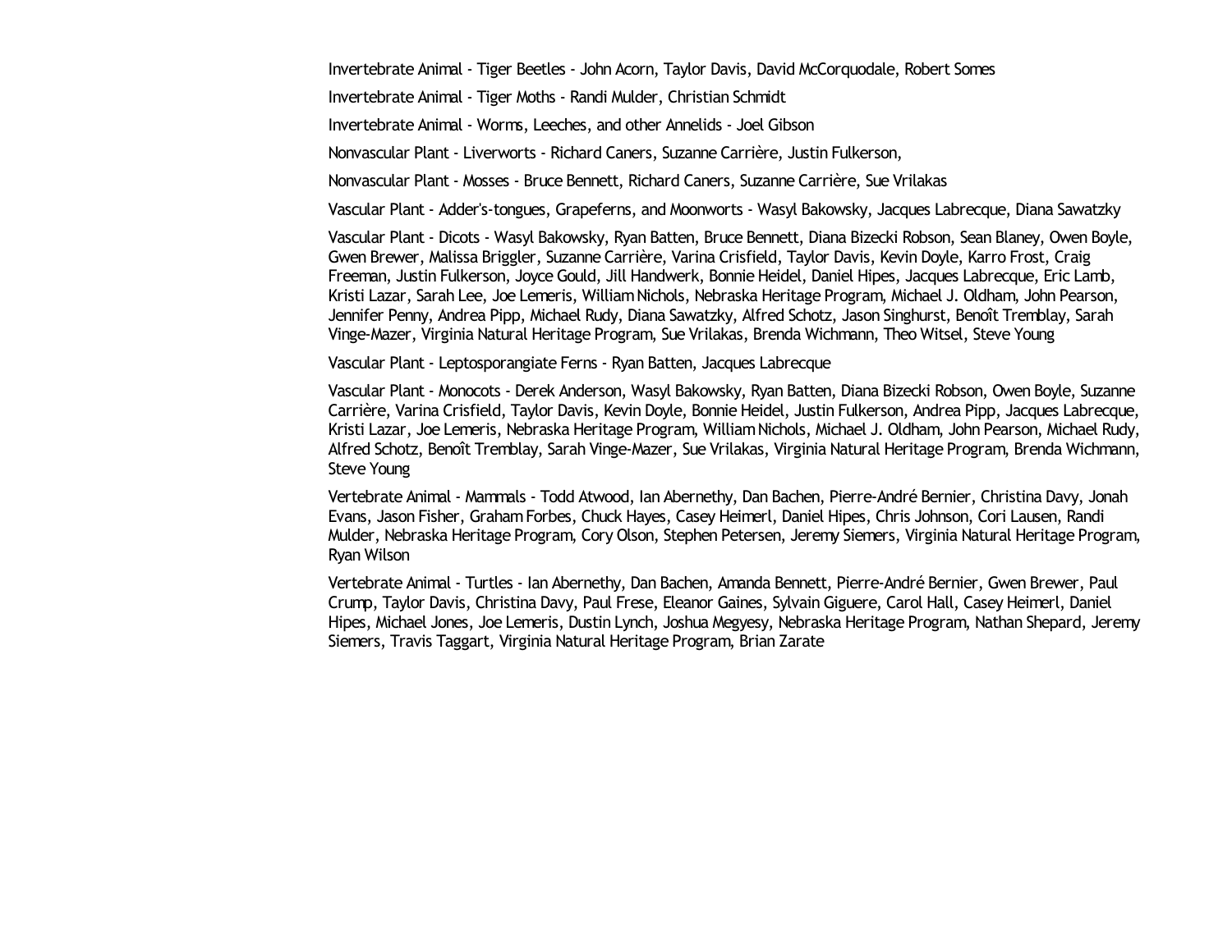Invertebrate Animal - Tiger Beetles - John Acorn, Taylor Davis, David McCorquodale, Robert Somes

Invertebrate Animal - Tiger Moths - Randi Mulder, Christian Schmidt

Invertebrate Animal - Worms, Leeches, and other Annelids - Joel Gibson

Nonvascular Plant - Liverworts - Richard Caners, Suzanne Carrière, Justin Fulkerson,

Nonvascular Plant - Mosses - Bruce Bennett, Richard Caners, Suzanne Carrière, Sue Vrilakas

Vascular Plant - Adder's-tongues, Grapeferns, and Moonworts - Wasyl Bakowsky, Jacques Labrecque, Diana Sawatzky

Vascular Plant - Dicots - Wasyl Bakowsky, Ryan Batten, Bruce Bennett, Diana Bizecki Robson, Sean Blaney, Owen Boyle, Gwen Brewer, Malissa Briggler, Suzanne Carrière, Varina Crisfield, Taylor Davis, Kevin Doyle, Karro Frost, Craig Freeman, Justin Fulkerson, Joyce Gould, Jill Handwerk, Bonnie Heidel, Daniel Hipes, Jacques Labrecque, Eric Lamb, Kristi Lazar, Sarah Lee, Joe Lemeris, William Nichols, Nebraska Heritage Program, Michael J. Oldham, John Pearson, Jennifer Penny, Andrea Pipp, Michael Rudy, Diana Sawatzky, Alfred Schotz, Jason Singhurst, Benoît Tremblay, Sarah Vinge-Mazer, Virginia Natural Heritage Program, Sue Vrilakas, Brenda Wichmann, Theo Witsel, Steve Young

Vascular Plant - Leptosporangiate Ferns - Ryan Batten, Jacques Labrecque

Vascular Plant - Monocots - Derek Anderson, Wasyl Bakowsky, Ryan Batten, Diana Bizecki Robson, Owen Boyle, Suzanne Carrière, Varina Crisfield, Taylor Davis, Kevin Doyle, Bonnie Heidel, Justin Fulkerson, Andrea Pipp, Jacques Labrecque, Kristi Lazar, Joe Lemeris, Nebraska Heritage Program, William Nichols, Michael J. Oldham, John Pearson, Michael Rudy, Alfred Schotz, Benoît Tremblay, Sarah Vinge-Mazer, Sue Vrilakas, Virginia Natural Heritage Program, Brenda Wichmann, Steve Young

Vertebrate Animal - Mammals - Todd Atwood, Ian Abernethy, Dan Bachen, Pierre-André Bernier, Christina Davy, Jonah Evans, Jason Fisher, Graham Forbes, Chuck Hayes, Casey Heimerl, Daniel Hipes, Chris Johnson, Cori Lausen, Randi Mulder, Nebraska Heritage Program, Cory Olson, Stephen Petersen, Jeremy Siemers, Virginia Natural Heritage Program, Ryan Wilson

Vertebrate Animal - Turtles - Ian Abernethy, Dan Bachen, Amanda Bennett, Pierre-André Bernier, Gwen Brewer, Paul Crump, Taylor Davis, Christina Davy, Paul Frese, Eleanor Gaines, Sylvain Giguere, Carol Hall, Casey Heimerl, Daniel Hipes, Michael Jones, Joe Lemeris, Dustin Lynch, Joshua Megyesy, Nebraska Heritage Program, Nathan Shepard, Jeremy Siemers, Travis Taggart, Virginia Natural Heritage Program, Brian Zarate